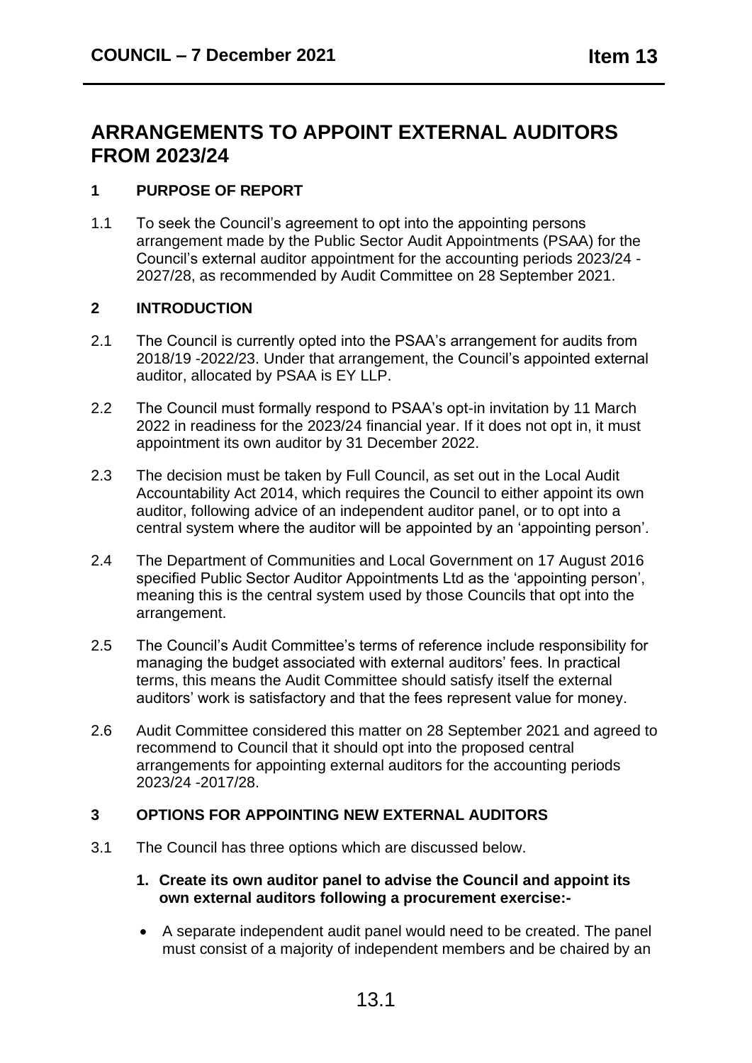# ARRANGEMENTS TO APPOINT EXTERNAL AUDITORS FROM 2023/24

## 1 PURPOSE OF REPORT

1.1 To seek the Council's agreement to opt into the appointing persons arrangement made by the Public Sector Audit Appointments (PSAA) for the Council's external auditor appointment for the accounting periods 2023/24 - 2027/28, as recommended by Audit Committee on 28 September 2021.

## 2 INTRODUCTION

2.1 The Council is currently opted into the PSAA's arrangement for audits from 2018/19 -2022/23. Under that arrangement, the Council's appointed external auditor, allocated by PSAA is EY LLP.

2.2 The Council must formally respond to PSAA's opt-in invitation by 11 March 2022 in readiness for the 2023/24 financial year. If it does not opt in, it must appointment its own auditor by 31 December 2022.

2.3 The decision must be taken by Full Council, as set out in the Local Audit Accountability Act 2014, which requires the Council to either appoint its own auditor, following advice of an independent auditor panel, or to opt into a central system where the auditor will be appointed by an 'appointing person'.

2.4 The Department of Communities and Local Government on 17 August 2016 specified Public Sector Auditor Appointments Ltd as the 'appointing person', meaning this is the central system used by those Councils that opt into the arrangement.

2.5 The Council's Audit Committee's terms of reference include responsibility for managing the budget associated with external auditors' fees. In practical terms, this means the Audit Committee should satisfy itself the external auditors' work is satisfactory and that the fees represent value for money.

2.6 Audit Committee considered this matter on 28 September 2021 and agreed to recommend to Council that it should opt into the proposed central arrangements for appointing external auditors for the accounting periods 2023/24 -2017/28.

## 3 OPTIONS FOR APPOINTING NEW EXTERNAL AUDITORS

3.1 The Council has three options which are discussed below.

1. **Create its own auditor panel to advise the Council and appoint its own external auditors following a procurement exercise:-**

- A separate independent audit panel would need to be created. The panel must consist of a majority of independent members and be chaired by an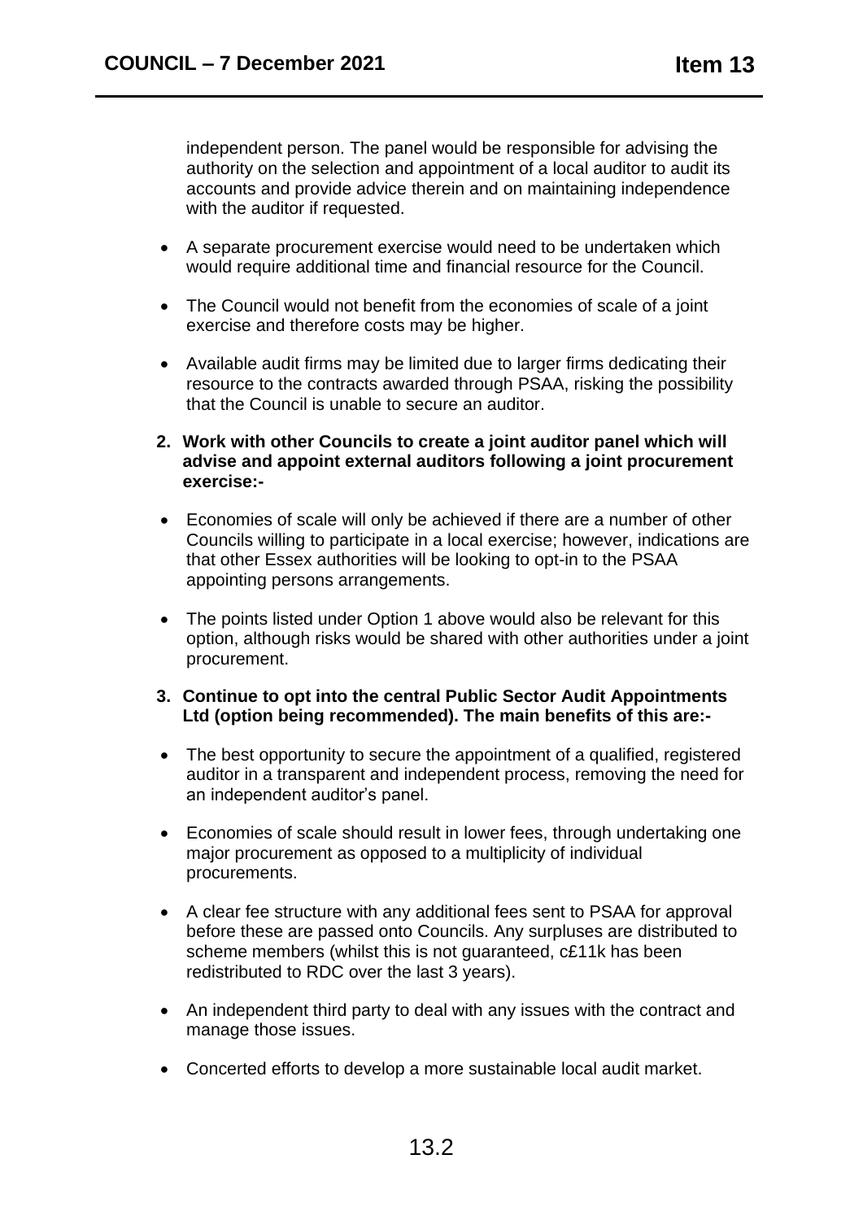independent person. The panel would be responsible for advising the authority on the selection and appointment of a local auditor to audit its accounts and provide advice therein and on maintaining independence with the auditor if requested.

- A separate procurement exercise would need to be undertaken which would require additional time and financial resource for the Council.
- The Council would not benefit from the economies of scale of a joint exercise and therefore costs may be higher.
- Available audit firms may be limited due to larger firms dedicating their resource to the contracts awarded through PSAA, risking the possibility that the Council is unable to secure an auditor.

**2. Work with other Councils to create a joint auditor panel which will advise and appoint external auditors following a joint procurement exercise:-**

- Economies of scale will only be achieved if there are a number of other Councils willing to participate in a local exercise; however, indications are that other Essex authorities will be looking to opt-in to the PSAA appointing persons arrangements.
- The points listed under Option 1 above would also be relevant for this option, although risks would be shared with other authorities under a joint procurement.

**3. Continue to opt into the central Public Sector Audit Appointments Ltd (option being recommended). The main benefits of this are:-**

- The best opportunity to secure the appointment of a qualified, registered auditor in a transparent and independent process, removing the need for an independent auditor's panel.
- Economies of scale should result in lower fees, through undertaking one major procurement as opposed to a multiplicity of individual procurements.
- A clear fee structure with any additional fees sent to PSAA for approval before these are passed onto Councils. Any surpluses are distributed to scheme members (whilst this is not guaranteed, c£11k has been redistributed to RDC over the last 3 years).
- An independent third party to deal with any issues with the contract and manage those issues.
- Concerted efforts to develop a more sustainable local audit market.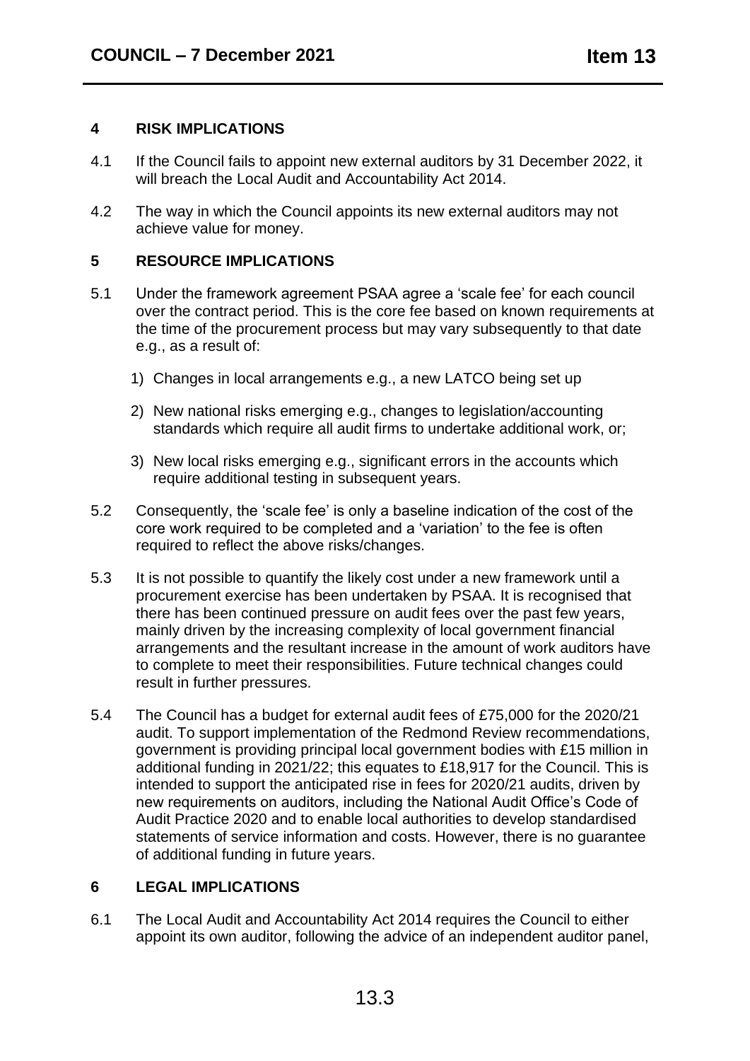## 4 RISK IMPLICATIONS

4.1 If the Council fails to appoint new external auditors by 31 December 2022, it will breach the Local Audit and Accountability Act 2014.

4.2 The way in which the Council appoints its new external auditors may not achieve value for money.

## 5 RESOURCE IMPLICATIONS

5.1 Under the framework agreement PSAA agree a 'scale fee' for each council over the contract period. This is the core fee based on known requirements at the time of the procurement process but may vary subsequently to that date e.g., as a result of:

1) Changes in local arrangements e.g., a new LATCO being set up
2) New national risks emerging e.g., changes to legislation/accounting standards which require all audit firms to undertake additional work, or;
3) New local risks emerging e.g., significant errors in the accounts which require additional testing in subsequent years.

5.2 Consequently, the 'scale fee' is only a baseline indication of the cost of the core work required to be completed and a 'variation' to the fee is often required to reflect the above risks/changes.

5.3 It is not possible to quantify the likely cost under a new framework until a procurement exercise has been undertaken by PSAA. It is recognised that there has been continued pressure on audit fees over the past few years, mainly driven by the increasing complexity of local government financial arrangements and the resultant increase in the amount of work auditors have to complete to meet their responsibilities. Future technical changes could result in further pressures.

5.4 The Council has a budget for external audit fees of £75,000 for the 2020/21 audit. To support implementation of the Redmond Review recommendations, government is providing principal local government bodies with £15 million in additional funding in 2021/22; this equates to £18,917 for the Council. This is intended to support the anticipated rise in fees for 2020/21 audits, driven by new requirements on auditors, including the National Audit Office's Code of Audit Practice 2020 and to enable local authorities to develop standardised statements of service information and costs. However, there is no guarantee of additional funding in future years.

## 6 LEGAL IMPLICATIONS

6.1 The Local Audit and Accountability Act 2014 requires the Council to either appoint its own auditor, following the advice of an independent auditor panel,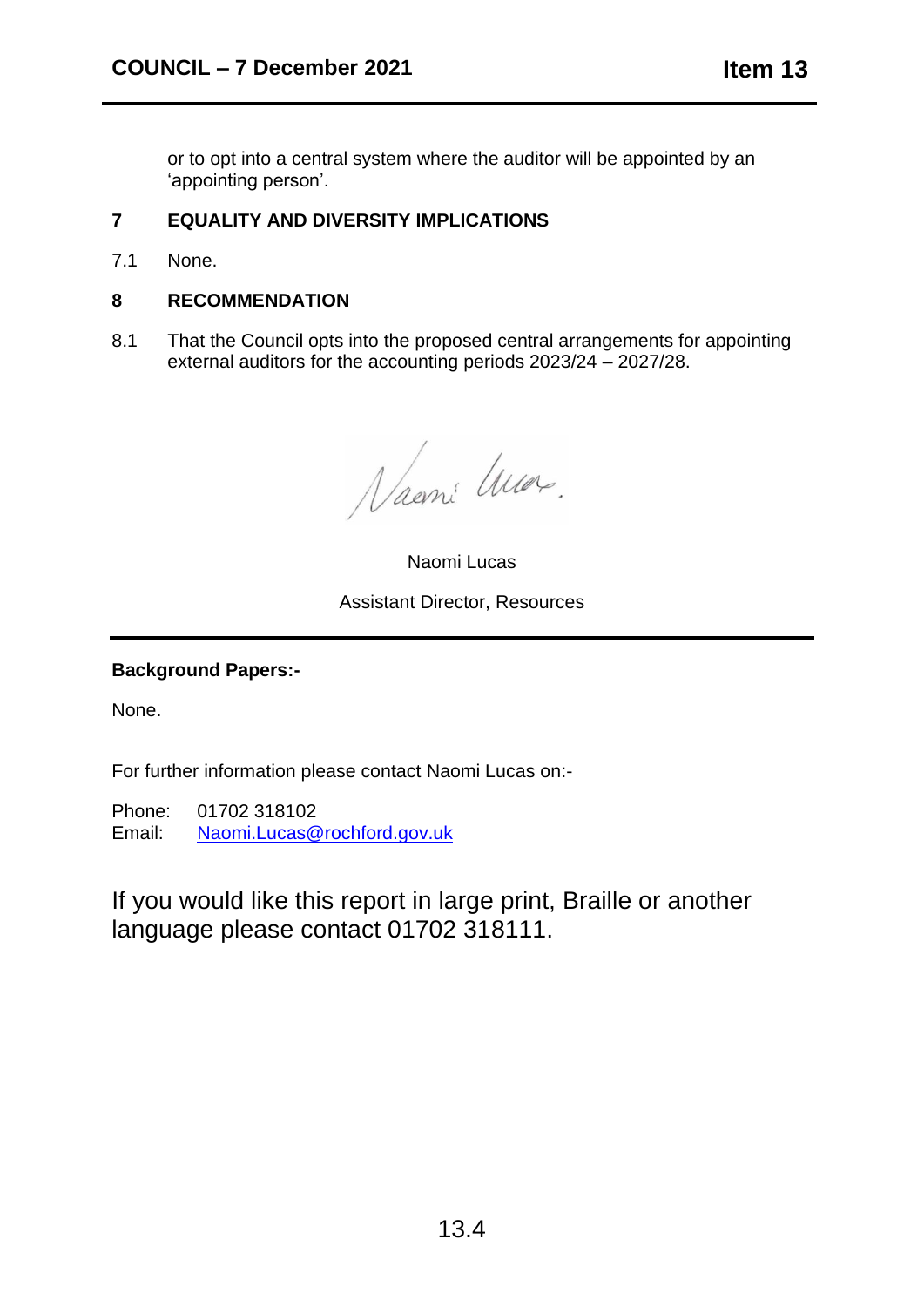or to opt into a central system where the auditor will be appointed by an 'appointing person'.

## 7 EQUALITY AND DIVERSITY IMPLICATIONS

7.1 None.

## 8 RECOMMENDATION

8.1 That the Council opts into the proposed central arrangements for appointing external auditors for the accounting periods 2023/24 – 2027/28.

Naomi Lucas

Assistant Director, Resources

---

**Background Papers:-**

None.

For further information please contact Naomi Lucas on:-

Phone: 01702 318102
Email: Naomi.Lucas@rochford.gov.uk

If you would like this report in large print, Braille or another language please contact 01702 318111.